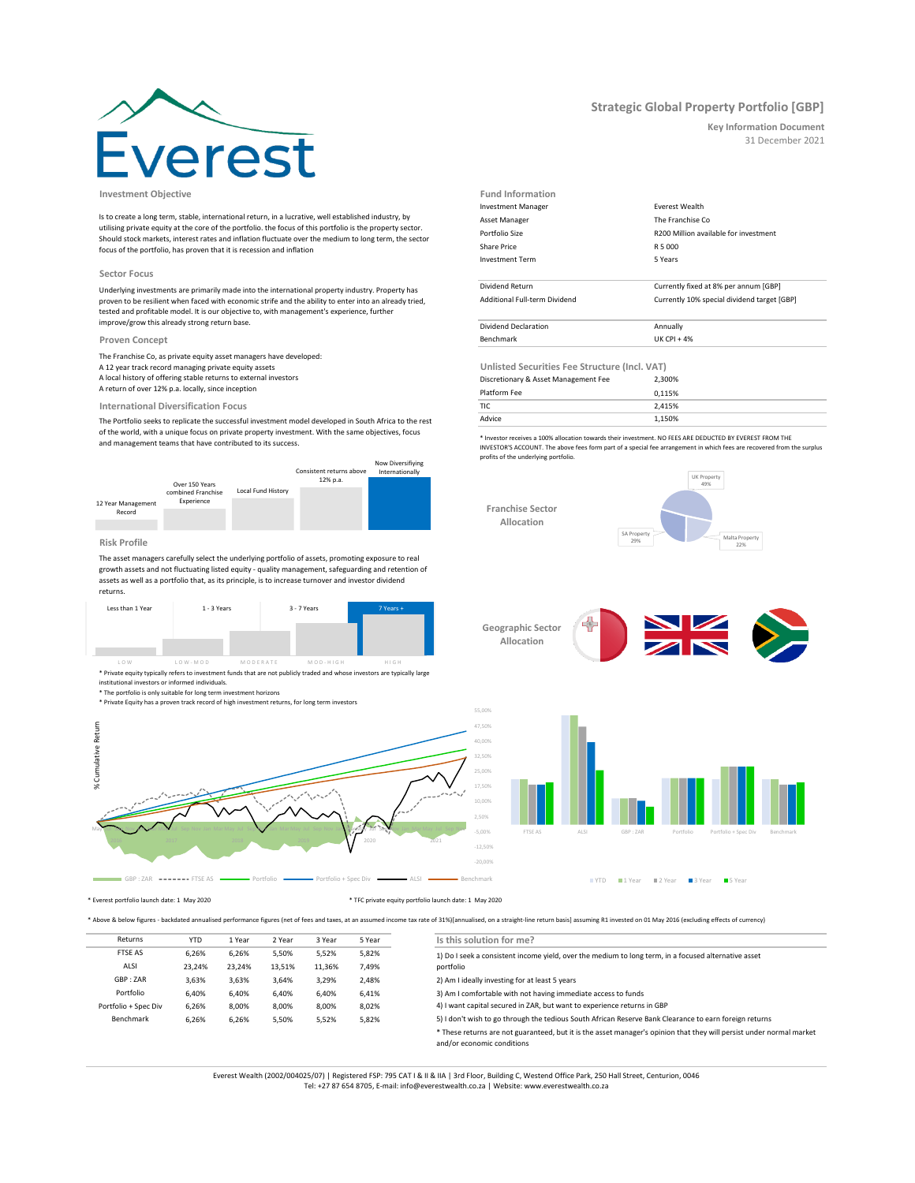# Everest

## Strategic Global Property Portfolio [GBP]

**Key Information Document**
31 December 2021

### Investment Objective

Is to create a long term, stable, international return, in a lucrative, well established industry, by utilising private equity at the core of the portfolio. the focus of this portfolio is the property sector. Should stock markets, interest rates and inflation fluctuate over the medium to long term, the sector focus of the portfolio, has proven that it is recession and inflation

### Sector Focus

Underlying investments are primarily made into the international property industry. Property has proven to be resilient when faced with economic strife and the ability to enter into an already tried, tested and profitable model. It is our objective to, with management's experience, further improve/grow this already strong return base.

### Proven Concept

The Franchise Co, as private equity asset managers have developed:
A 12 year track record managing private equity assets
A local history of offering stable returns to external investors
A return of over 12% p.a. locally, since inception

### International Diversification Focus

The Portfolio seeks to replicate the successful investment model developed in South Africa to the rest of the world, with a unique focus on private property investment. With the same objectives, focus and management teams that have contributed to its success.

12 Year Management Record | Over 150 Years combined Franchise Experience | Local Fund History | Consistent returns above 12% p.a. | Now Diversifiying Internationally

### Risk Profile

The asset managers carefully select the underlying portfolio of assets, promoting exposure to real growth assets and not fluctuating listed equity - quality management, safeguarding and retention of assets as well as a portfolio that, as its principle, is to increase turnover and investor dividend returns.

Less than 1 Year | 1 - 3 Years | 3 - 7 Years | 7 Years +

LOW | LOW-MOD | MODERATE | MOD-HIGH | HIGH

* Private equity typically refers to investment funds that are not publicly traded and whose investors are typically large institutional investors or informed individuals.
* The portfolio is only suitable for long term investment horizons
* Private Equity has a proven track record of high investment returns, for long term investors

### Fund Information

| | |
|---|---|
| Investment Manager | Everest Wealth |
| Asset Manager | The Franchise Co |
| Portfolio Size | R200 Million available for investment |
| Share Price | R 5 000 |
| Investment Term | 5 Years |
| Dividend Return | Currently fixed at 8% per annum [GBP] |
| Additional Full-term Dividend | Currently 10% special dividend target [GBP] |
| Dividend Declaration | Annually |
| Benchmark | UK CPI + 4% |

### Unlisted Securities Fee Structure (Incl. VAT)

| | |
|---|---|
| Discretionary & Asset Management Fee | 2,300% |
| Platform Fee | 0,115% |
| TIC | 2,415% |
| Advice | 1,150% |

* Investor receives a 100% allocation towards their investment. NO FEES ARE DEDUCTED BY EVEREST FROM THE INVESTOR'S ACCOUNT. The above fees form part of a special fee arrangement in which fees are recovered from the surplus profits of the underlying portfolio.

**Franchise Sector Allocation**

UK Property 49% | SA Property 29% | Malta Property 22%

**Geographic Sector Allocation**

% Cumulative Return

GBP : ZAR | FTSE AS | Portfolio | Portfolio + Spec Div | ALSI | Benchmark

FTSE AS | ALSI | GBP : ZAR | Portfolio | Portfolio + Spec Div | Benchmark

YTD | 1 Year | 2 Year | 3 Year | 5 Year

* Everest portfolio launch date: 1 May 2020

* TFC private equity portfolio launch date: 1 May 2020

* Above & below figures - backdated annualised performance figures (net of fees and taxes, at an assumed income tax rate of 31%)[annualised, on a straight-line return basis] assuming R1 invested on 01 May 2016 (excluding effects of currency)

| Returns | YTD | 1 Year | 2 Year | 3 Year | 5 Year |
|---|---|---|---|---|---|
| FTSE AS | 6,26% | 6,26% | 5,50% | 5,52% | 5,82% |
| ALSI | 23,24% | 23,24% | 13,51% | 11,36% | 7,49% |
| GBP : ZAR | 3,63% | 3,63% | 3,64% | 3,29% | 2,48% |
| Portfolio | 6,40% | 6,40% | 6,40% | 6,40% | 6,41% |
| Portfolio + Spec Div | 6,26% | 8,00% | 8,00% | 8,00% | 8,02% |
| Benchmark | 6,26% | 6,26% | 5,50% | 5,52% | 5,82% |

### Is this solution for me?

1) Do I seek a consistent income yield, over the medium to long term, in a focused alternative asset portfolio
2) Am I ideally investing for at least 5 years
3) Am I comfortable with not having immediate access to funds
4) I want capital secured in ZAR, but want to experience returns in GBP
5) I don't wish to go through the tedious South African Reserve Bank Clearance to earn foreign returns
* These returns are not guaranteed, but it is the asset manager's opinion that they will persist under normal market and/or economic conditions

Everest Wealth (2002/004025/07) | Registered FSP: 795 CAT I & II & IIA | 3rd Floor, Building C, Westend Office Park, 250 Hall Street, Centurion, 0046
Tel: +27 87 654 8705, E-mail: info@everestwealth.co.za | Website: www.everestwealth.co.za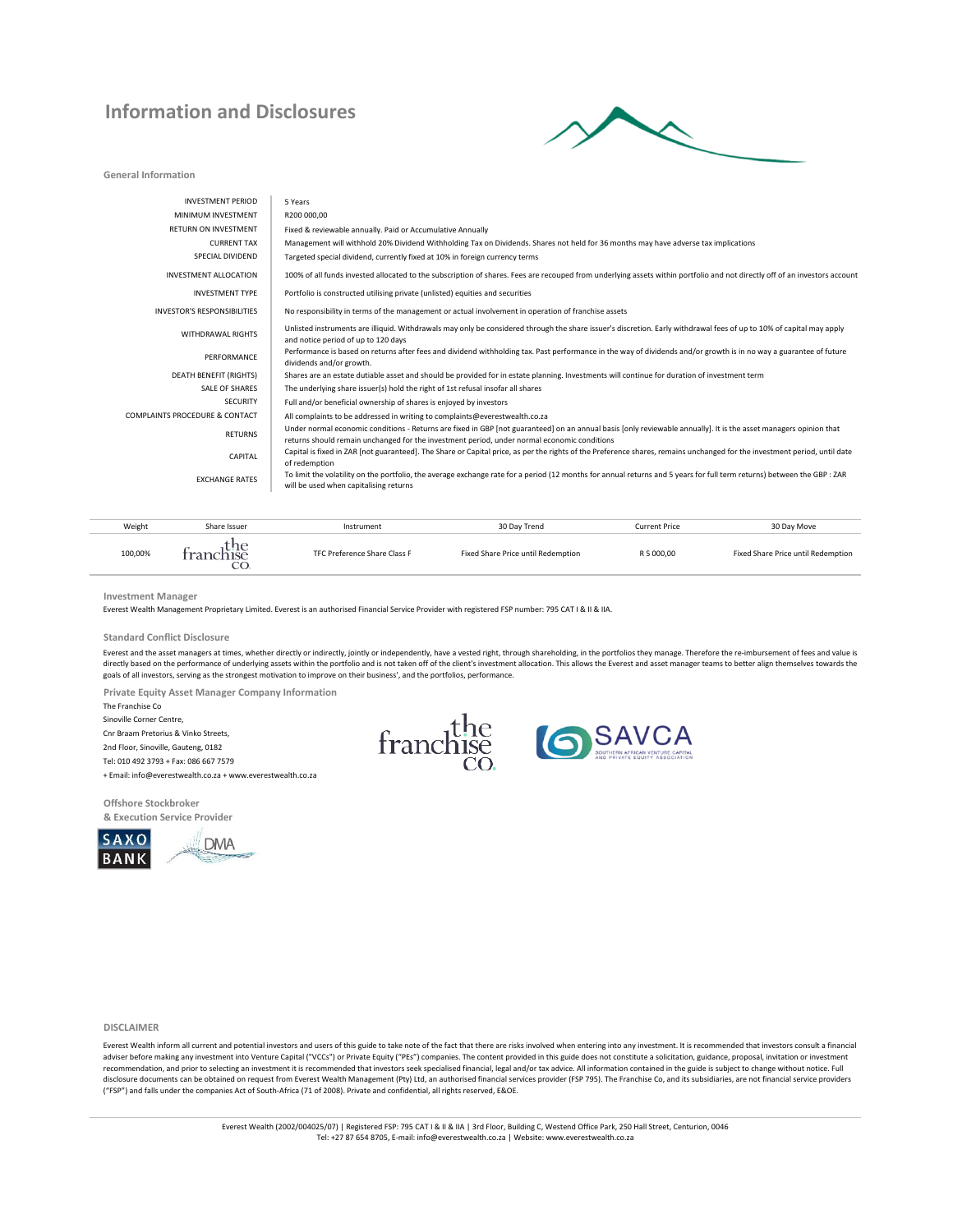# Information and Disclosures

## General Information

| | |
|---|---|
| INVESTMENT PERIOD | 5 Years |
| MINIMUM INVESTMENT | R200 000,00 |
| RETURN ON INVESTMENT | Fixed & reviewable annually. Paid or Accumulative Annually |
| CURRENT TAX | Management will withhold 20% Dividend Withholding Tax on Dividends. Shares not held for 36 months may have adverse tax implications |
| SPECIAL DIVIDEND | Targeted special dividend, currently fixed at 10% in foreign currency terms |
| INVESTMENT ALLOCATION | 100% of all funds invested allocated to the subscription of shares. Fees are recouped from underlying assets within portfolio and not directly off of an investors account |
| INVESTMENT TYPE | Portfolio is constructed utilising private (unlisted) equities and securities |
| INVESTOR'S RESPONSIBILITIES | No responsibility in terms of the management or actual involvement in operation of franchise assets |
| WITHDRAWAL RIGHTS | Unlisted instruments are illiquid. Withdrawals may only be considered through the share issuer's discretion. Early withdrawal fees of up to 10% of capital may apply and notice period of up to 120 days |
| PERFORMANCE | Performance is based on returns after fees and dividend withholding tax. Past performance in the way of dividends and/or growth is in no way a guarantee of future dividends and/or growth. |
| DEATH BENEFIT (RIGHTS) | Shares are an estate dutiable asset and should be provided for in estate planning. Investments will continue for duration of investment term |
| SALE OF SHARES | The underlying share issuer(s) hold the right of 1st refusal insofar all shares |
| SECURITY | Full and/or beneficial ownership of shares is enjoyed by investors |
| COMPLAINTS PROCEDURE & CONTACT | All complaints to be addressed in writing to complaints@everestwealth.co.za |
| RETURNS | Under normal economic conditions - Returns are fixed in GBP [not guaranteed] on an annual basis [only reviewable annually]. It is the asset managers opinion that returns should remain unchanged for the investment period, under normal economic conditions |
| CAPITAL | Capital is fixed in ZAR [not guaranteed]. The Share or Capital price, as per the rights of the Preference shares, remains unchanged for the investment period, until date of redemption |
| EXCHANGE RATES | To limit the volatility on the portfolio, the average exchange rate for a period (12 months for annual returns and 5 years for full term returns) between the GBP : ZAR will be used when capitalising returns |

| Weight | Share Issuer | Instrument | 30 Day Trend | Current Price | 30 Day Move |
|---|---|---|---|---|---|
| 100,00% | the franchise co. | TFC Preference Share Class F | Fixed Share Price until Redemption | R 5 000,00 | Fixed Share Price until Redemption |

### Investment Manager

Everest Wealth Management Proprietary Limited. Everest is an authorised Financial Service Provider with registered FSP number: 795 CAT I & II & IIA.

### Standard Conflict Disclosure

Everest and the asset managers at times, whether directly or indirectly, jointly or independently, have a vested right, through shareholding, in the portfolios they manage. Therefore the re-imbursement of fees and value is directly based on the performance of underlying assets within the portfolio and is not taken off of the client's investment allocation. This allows the Everest and asset manager teams to better align themselves towards the goals of all investors, serving as the strongest motivation to improve on their business', and the portfolios, performance.

### Private Equity Asset Manager Company Information

The Franchise Co
Sinoville Corner Centre,
Cnr Braam Pretorius & Vinko Streets,
2nd Floor, Sinoville, Gauteng, 0182
Tel: 010 492 3793 + Fax: 086 667 7579
+ Email: info@everestwealth.co.za + www.everestwealth.co.za

the franchise co.

SAVCA SOUTHERN AFRICAN VENTURE CAPITAL AND PRIVATE EQUITY ASSOCIATION

### Offshore Stockbroker & Execution Service Provider

SAXO BANK

DMA

### DISCLAIMER

Everest Wealth inform all current and potential investors and users of this guide to take note of the fact that there are risks involved when entering into any investment. It is recommended that investors consult a financial adviser before making any investment into Venture Capital ("VCCs") or Private Equity ("PEs") companies. The content provided in this guide does not constitute a solicitation, guidance, proposal, invitation or investment recommendation, and prior to selecting an investment it is recommended that investors seek specialised financial, legal and/or tax advice. All information contained in the guide is subject to change without notice. Full disclosure documents can be obtained on request from Everest Wealth Management (Pty) Ltd, an authorised financial services provider (FSP 795). The Franchise Co, and its subsidiaries, are not financial service providers ("FSP") and falls under the companies Act of South-Africa (71 of 2008). Private and confidential, all rights reserved, E&OE.

Everest Wealth (2002/004025/07) | Registered FSP: 795 CAT I & II & IIA | 3rd Floor, Building C, Westend Office Park, 250 Hall Street, Centurion, 0046
Tel: +27 87 654 8705, E-mail: info@everestwealth.co.za | Website: www.everestwealth.co.za